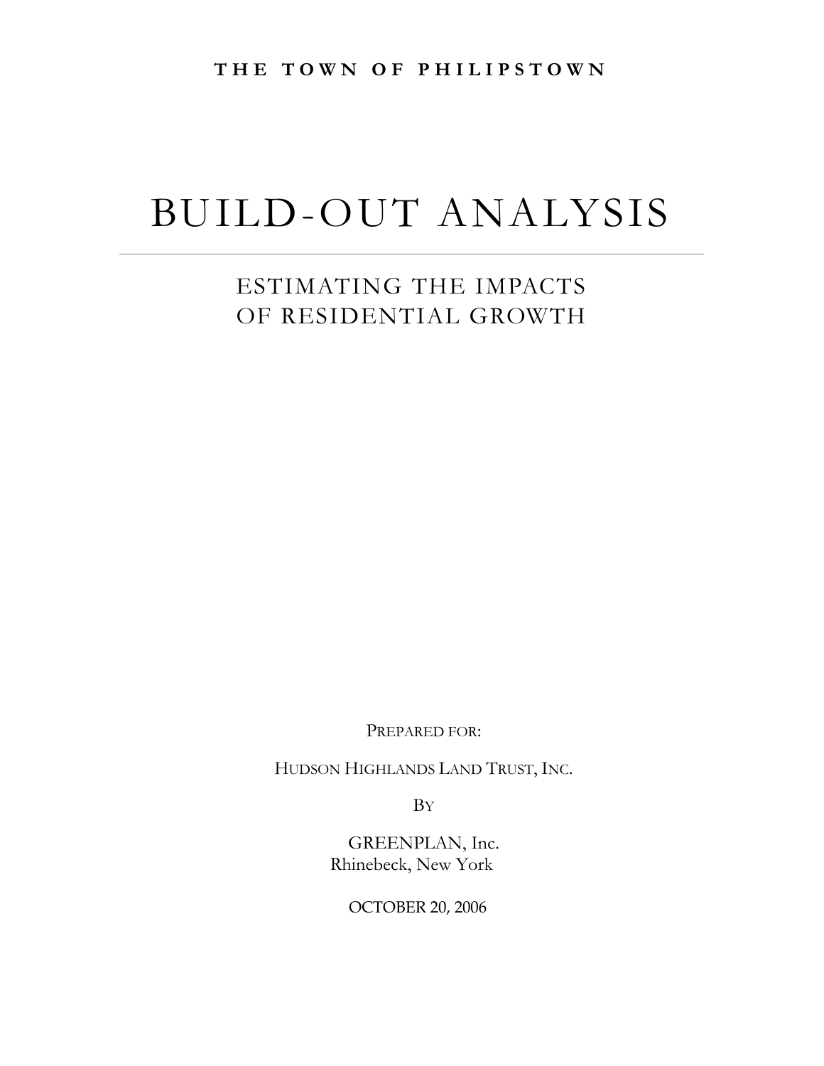**THE TOWN OF PHILIPSTOWN**

# BUILD-OUT ANALYSIS

---

## ESTIMATING THE IMPACTS OF RESIDENTIAL GROWTH

PREPARED FOR:

HUDSON HIGHLANDS LAND TRUST, INC.

BY

GREENPLAN, Inc.
Rhinebeck, New York

OCTOBER 20, 2006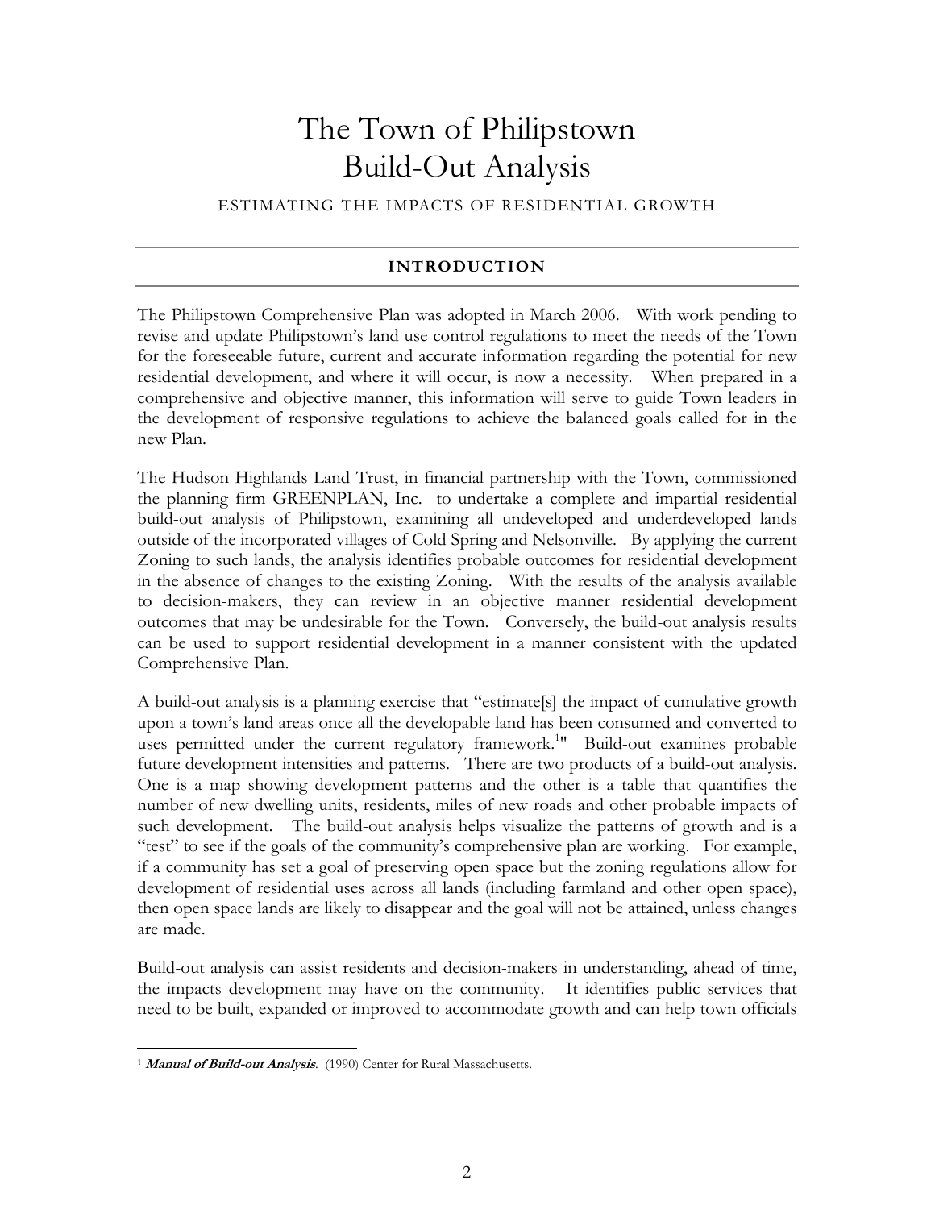# The Town of Philipstown Build-Out Analysis

ESTIMATING THE IMPACTS OF RESIDENTIAL GROWTH

## INTRODUCTION

The Philipstown Comprehensive Plan was adopted in March 2006. With work pending to revise and update Philipstown's land use control regulations to meet the needs of the Town for the foreseeable future, current and accurate information regarding the potential for new residential development, and where it will occur, is now a necessity. When prepared in a comprehensive and objective manner, this information will serve to guide Town leaders in the development of responsive regulations to achieve the balanced goals called for in the new Plan.

The Hudson Highlands Land Trust, in financial partnership with the Town, commissioned the planning firm GREENPLAN, Inc. to undertake a complete and impartial residential build-out analysis of Philipstown, examining all undeveloped and underdeveloped lands outside of the incorporated villages of Cold Spring and Nelsonville. By applying the current Zoning to such lands, the analysis identifies probable outcomes for residential development in the absence of changes to the existing Zoning. With the results of the analysis available to decision-makers, they can review in an objective manner residential development outcomes that may be undesirable for the Town. Conversely, the build-out analysis results can be used to support residential development in a manner consistent with the updated Comprehensive Plan.

A build-out analysis is a planning exercise that "estimate[s] the impact of cumulative growth upon a town's land areas once all the developable land has been consumed and converted to uses permitted under the current regulatory framework.[1]" Build-out examines probable future development intensities and patterns. There are two products of a build-out analysis. One is a map showing development patterns and the other is a table that quantifies the number of new dwelling units, residents, miles of new roads and other probable impacts of such development. The build-out analysis helps visualize the patterns of growth and is a "test" to see if the goals of the community's comprehensive plan are working. For example, if a community has set a goal of preserving open space but the zoning regulations allow for development of residential uses across all lands (including farmland and other open space), then open space lands are likely to disappear and the goal will not be attained, unless changes are made.

Build-out analysis can assist residents and decision-makers in understanding, ahead of time, the impacts development may have on the community. It identifies public services that need to be built, expanded or improved to accommodate growth and can help town officials

[1] ***Manual of Build-out Analysis***. (1990) Center for Rural Massachusetts.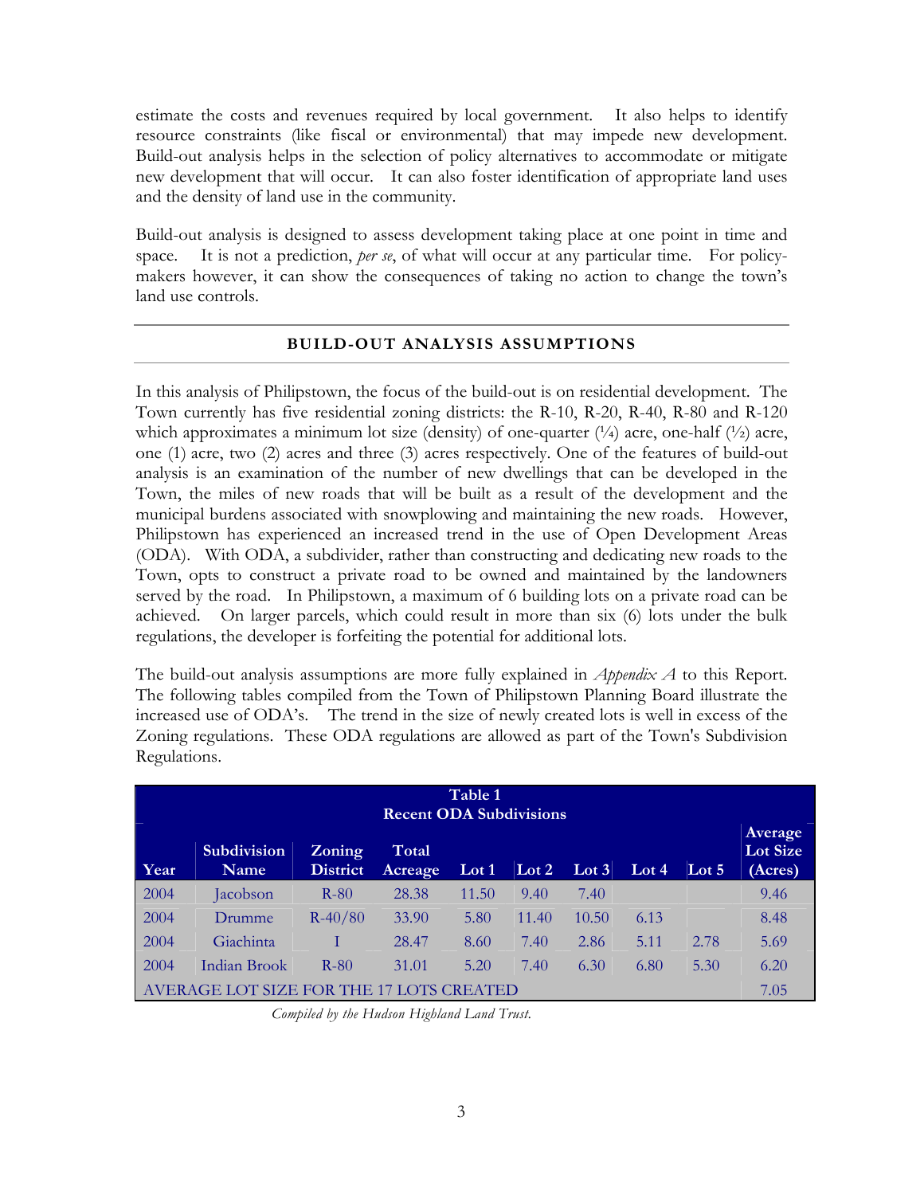estimate the costs and revenues required by local government. It also helps to identify resource constraints (like fiscal or environmental) that may impede new development. Build-out analysis helps in the selection of policy alternatives to accommodate or mitigate new development that will occur. It can also foster identification of appropriate land uses and the density of land use in the community.

Build-out analysis is designed to assess development taking place at one point in time and space. It is not a prediction, *per se*, of what will occur at any particular time. For policy-makers however, it can show the consequences of taking no action to change the town's land use controls.

## BUILD-OUT ANALYSIS ASSUMPTIONS

In this analysis of Philipstown, the focus of the build-out is on residential development. The Town currently has five residential zoning districts: the R-10, R-20, R-40, R-80 and R-120 which approximates a minimum lot size (density) of one-quarter (¼) acre, one-half (½) acre, one (1) acre, two (2) acres and three (3) acres respectively. One of the features of build-out analysis is an examination of the number of new dwellings that can be developed in the Town, the miles of new roads that will be built as a result of the development and the municipal burdens associated with snowplowing and maintaining the new roads. However, Philipstown has experienced an increased trend in the use of Open Development Areas (ODA). With ODA, a subdivider, rather than constructing and dedicating new roads to the Town, opts to construct a private road to be owned and maintained by the landowners served by the road. In Philipstown, a maximum of 6 building lots on a private road can be achieved. On larger parcels, which could result in more than six (6) lots under the bulk regulations, the developer is forfeiting the potential for additional lots.

The build-out analysis assumptions are more fully explained in *Appendix A* to this Report. The following tables compiled from the Town of Philipstown Planning Board illustrate the increased use of ODA's. The trend in the size of newly created lots is well in excess of the Zoning regulations. These ODA regulations are allowed as part of the Town's Subdivision Regulations.

**Table 1**
**Recent ODA Subdivisions**

| Year | Subdivision Name | Zoning District | Total Acreage | Lot 1 | Lot 2 | Lot 3 | Lot 4 | Lot 5 | Average Lot Size (Acres) |
|---|---|---|---|---|---|---|---|---|---|
| 2004 | Jacobson | R-80 | 28.38 | 11.50 | 9.40 | 7.40 | | | 9.46 |
| 2004 | Drumme | R-40/80 | 33.90 | 5.80 | 11.40 | 10.50 | 6.13 | | 8.48 |
| 2004 | Giachinta | I | 28.47 | 8.60 | 7.40 | 2.86 | 5.11 | 2.78 | 5.69 |
| 2004 | Indian Brook | R-80 | 31.01 | 5.20 | 7.40 | 6.30 | 6.80 | 5.30 | 6.20 |
| AVERAGE LOT SIZE FOR THE 17 LOTS CREATED | | | | | | | | | 7.05 |

*Compiled by the Hudson Highland Land Trust.*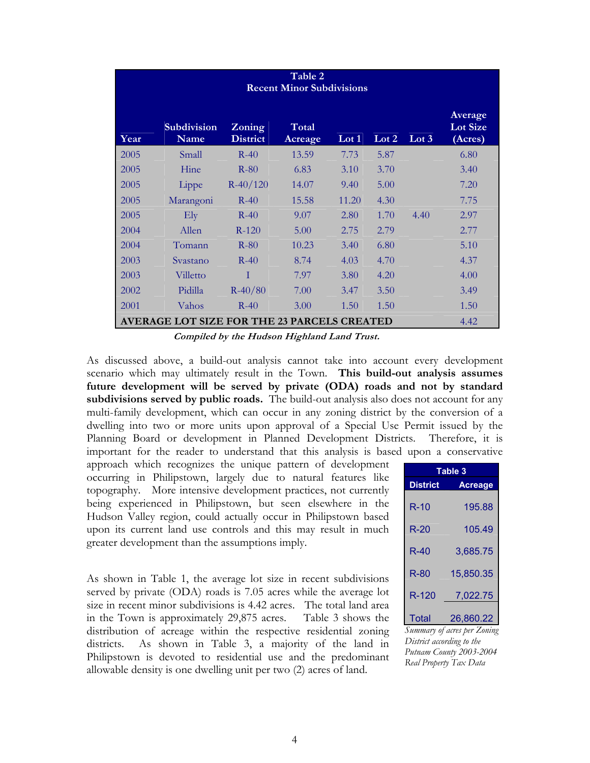| Table 2 Recent Minor Subdivisions | | | | | | | |
|---|---|---|---|---|---|---|---|
| Year | Subdivision Name | Zoning District | Total Acreage | Lot 1 | Lot 2 | Lot 3 | Average Lot Size (Acres) |
| 2005 | Small | R-40 | 13.59 | 7.73 | 5.87 | | 6.80 |
| 2005 | Hine | R-80 | 6.83 | 3.10 | 3.70 | | 3.40 |
| 2005 | Lippe | R-40/120 | 14.07 | 9.40 | 5.00 | | 7.20 |
| 2005 | Marangoni | R-40 | 15.58 | 11.20 | 4.30 | | 7.75 |
| 2005 | Ely | R-40 | 9.07 | 2.80 | 1.70 | 4.40 | 2.97 |
| 2004 | Allen | R-120 | 5.00 | 2.75 | 2.79 | | 2.77 |
| 2004 | Tomann | R-80 | 10.23 | 3.40 | 6.80 | | 5.10 |
| 2003 | Svastano | R-40 | 8.74 | 4.03 | 4.70 | | 4.37 |
| 2003 | Villetto | I | 7.97 | 3.80 | 4.20 | | 4.00 |
| 2002 | Pidilla | R-40/80 | 7.00 | 3.47 | 3.50 | | 3.49 |
| 2001 | Vahos | R-40 | 3.00 | 1.50 | 1.50 | | 1.50 |
| **AVERAGE LOT SIZE FOR THE 23 PARCELS CREATED** | | | | | | | 4.42 |

***Compiled by the Hudson Highland Land Trust.***

As discussed above, a build-out analysis cannot take into account every development scenario which may ultimately result in the Town. **This build-out analysis assumes future development will be served by private (ODA) roads and not by standard subdivisions served by public roads.** The build-out analysis also does not account for any multi-family development, which can occur in any zoning district by the conversion of a dwelling into two or more units upon approval of a Special Use Permit issued by the Planning Board or development in Planned Development Districts. Therefore, it is important for the reader to understand that this analysis is based upon a conservative approach which recognizes the unique pattern of development occurring in Philipstown, largely due to natural features like topography. More intensive development practices, not currently being experienced in Philipstown, but seen elsewhere in the Hudson Valley region, could actually occur in Philipstown based upon its current land use controls and this may result in much greater development than the assumptions imply.

As shown in Table 1, the average lot size in recent subdivisions served by private (ODA) roads is 7.05 acres while the average lot size in recent minor subdivisions is 4.42 acres. The total land area in the Town is approximately 29,875 acres. Table 3 shows the distribution of acreage within the respective residential zoning districts. As shown in Table 3, a majority of the land in Philipstown is devoted to residential use and the predominant allowable density is one dwelling unit per two (2) acres of land.

| Table 3 | |
|---|---|
| District | Acreage |
| R-10 | 195.88 |
| R-20 | 105.49 |
| R-40 | 3,685.75 |
| R-80 | 15,850.35 |
| R-120 | 7,022.75 |
| Total | 26,860.22 |

*Summary of acres per Zoning District according to the Putnam County 2003-2004 Real Property Tax Data*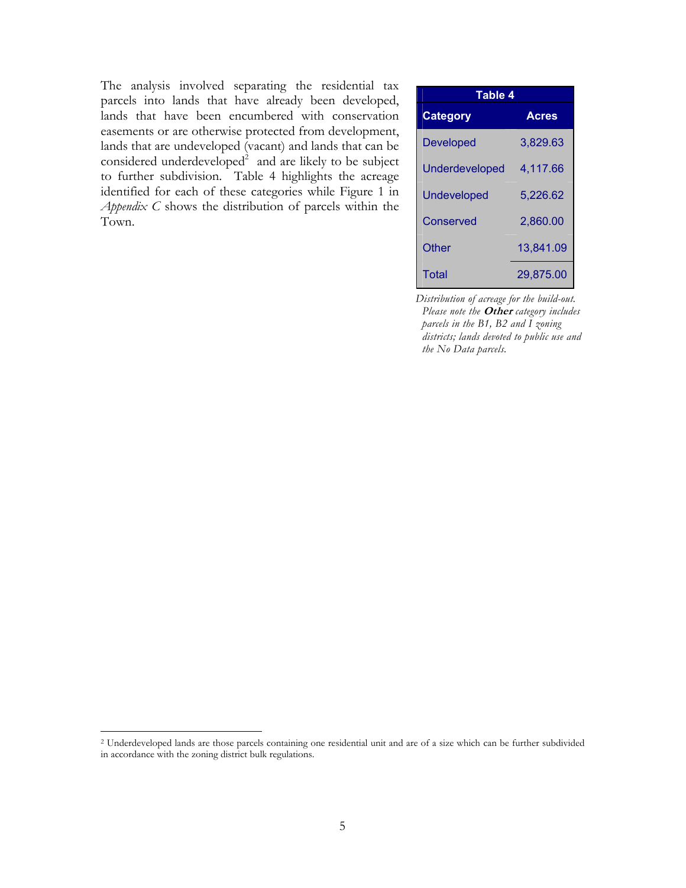The analysis involved separating the residential tax parcels into lands that have already been developed, lands that have been encumbered with conservation easements or are otherwise protected from development, lands that are undeveloped (vacant) and lands that can be considered underdeveloped[2] and are likely to be subject to further subdivision. Table 4 highlights the acreage identified for each of these categories while Figure 1 in *Appendix C* shows the distribution of parcels within the Town.

**Table 4**

| Category | Acres |
|---|---|
| Developed | 3,829.63 |
| Underdeveloped | 4,117.66 |
| Undeveloped | 5,226.62 |
| Conserved | 2,860.00 |
| Other | 13,841.09 |
| Total | 29,875.00 |

*Distribution of acreage for the build-out. Please note the* ***Other*** *category includes parcels in the B1, B2 and I zoning districts; lands devoted to public use and the No Data parcels.*

---

[2] Underdeveloped lands are those parcels containing one residential unit and are of a size which can be further subdivided in accordance with the zoning district bulk regulations.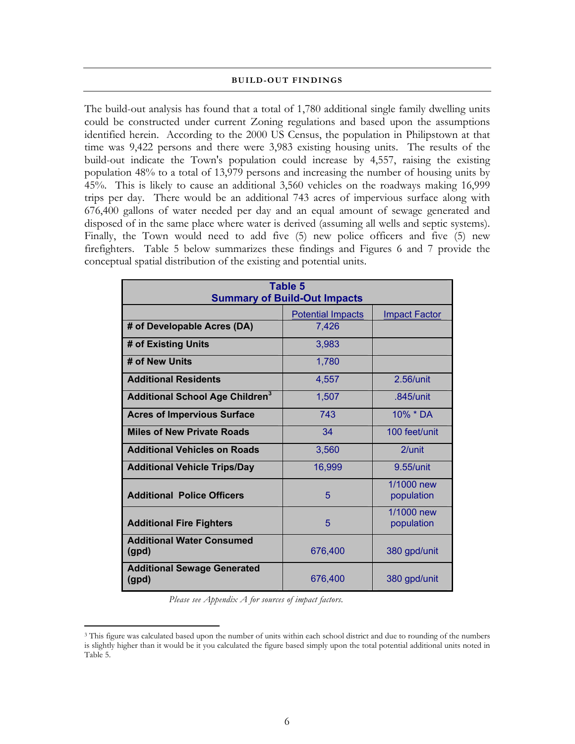## BUILD-OUT FINDINGS

The build-out analysis has found that a total of 1,780 additional single family dwelling units could be constructed under current Zoning regulations and based upon the assumptions identified herein. According to the 2000 US Census, the population in Philipstown at that time was 9,422 persons and there were 3,983 existing housing units. The results of the build-out indicate the Town's population could increase by 4,557, raising the existing population 48% to a total of 13,979 persons and increasing the number of housing units by 45%. This is likely to cause an additional 3,560 vehicles on the roadways making 16,999 trips per day. There would be an additional 743 acres of impervious surface along with 676,400 gallons of water needed per day and an equal amount of sewage generated and disposed of in the same place where water is derived (assuming all wells and septic systems). Finally, the Town would need to add five (5) new police officers and five (5) new firefighters. Table 5 below summarizes these findings and Figures 6 and 7 provide the conceptual spatial distribution of the existing and potential units.

**Table 5**
**Summary of Build-Out Impacts**

| | Potential Impacts | Impact Factor |
|---|---|---|
| **# of Developable Acres (DA)** | 7,426 | |
| **# of Existing Units** | 3,983 | |
| **# of New Units** | 1,780 | |
| **Additional Residents** | 4,557 | 2.56/unit |
| **Additional School Age Children**[3] | 1,507 | .845/unit |
| **Acres of Impervious Surface** | 743 | 10% * DA |
| **Miles of New Private Roads** | 34 | 100 feet/unit |
| **Additional Vehicles on Roads** | 3,560 | 2/unit |
| **Additional Vehicle Trips/Day** | 16,999 | 9.55/unit |
| **Additional Police Officers** | 5 | 1/1000 new population |
| **Additional Fire Fighters** | 5 | 1/1000 new population |
| **Additional Water Consumed (gpd)** | 676,400 | 380 gpd/unit |
| **Additional Sewage Generated (gpd)** | 676,400 | 380 gpd/unit |

*Please see Appendix A for sources of impact factors.*

[3] This figure was calculated based upon the number of units within each school district and due to rounding of the numbers is slightly higher than it would be it you calculated the figure based simply upon the total potential additional units noted in Table 5.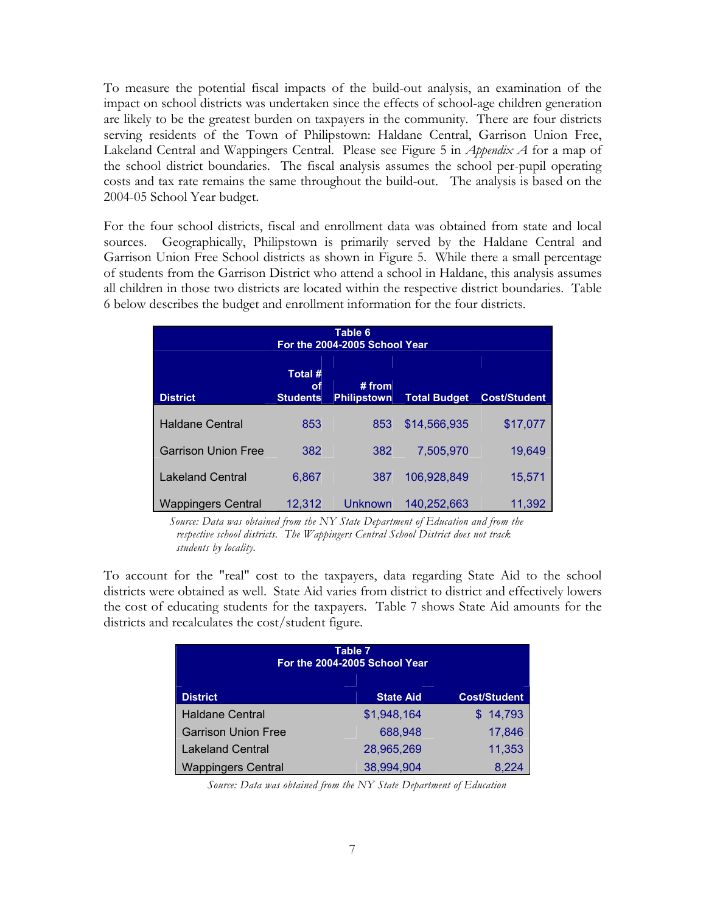To measure the potential fiscal impacts of the build-out analysis, an examination of the impact on school districts was undertaken since the effects of school-age children generation are likely to be the greatest burden on taxpayers in the community. There are four districts serving residents of the Town of Philipstown: Haldane Central, Garrison Union Free, Lakeland Central and Wappingers Central. Please see Figure 5 in *Appendix A* for a map of the school district boundaries. The fiscal analysis assumes the school per-pupil operating costs and tax rate remains the same throughout the build-out. The analysis is based on the 2004-05 School Year budget.

For the four school districts, fiscal and enrollment data was obtained from state and local sources. Geographically, Philipstown is primarily served by the Haldane Central and Garrison Union Free School districts as shown in Figure 5. While there a small percentage of students from the Garrison District who attend a school in Haldane, this analysis assumes all children in those two districts are located within the respective district boundaries. Table 6 below describes the budget and enrollment information for the four districts.

**Table 6**
**For the 2004-2005 School Year**

| District | Total # of Students | # from Philipstown | Total Budget | Cost/Student |
|---|---|---|---|---|
| Haldane Central | 853 | 853 | $14,566,935 | $17,077 |
| Garrison Union Free | 382 | 382 | 7,505,970 | 19,649 |
| Lakeland Central | 6,867 | 387 | 106,928,849 | 15,571 |
| Wappingers Central | 12,312 | Unknown | 140,252,663 | 11,392 |

*Source: Data was obtained from the NY State Department of Education and from the respective school districts. The Wappingers Central School District does not track students by locality.*

To account for the "real" cost to the taxpayers, data regarding State Aid to the school districts were obtained as well. State Aid varies from district to district and effectively lowers the cost of educating students for the taxpayers. Table 7 shows State Aid amounts for the districts and recalculates the cost/student figure.

**Table 7**
**For the 2004-2005 School Year**

| District | State Aid | Cost/Student |
|---|---|---|
| Haldane Central | $1,948,164 | $ 14,793 |
| Garrison Union Free | 688,948 | 17,846 |
| Lakeland Central | 28,965,269 | 11,353 |
| Wappingers Central | 38,994,904 | 8,224 |

*Source: Data was obtained from the NY State Department of Education*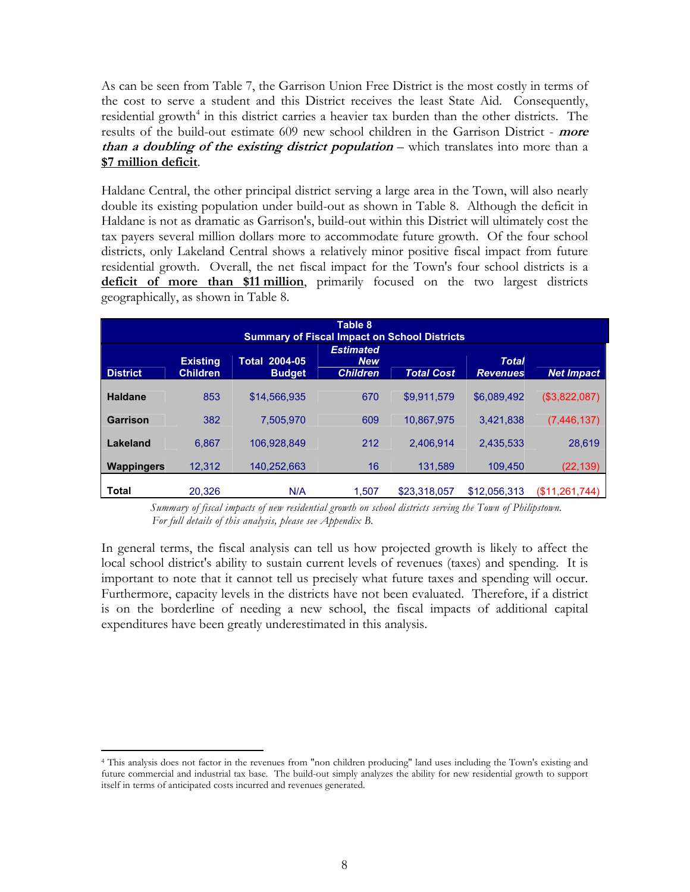As can be seen from Table 7, the Garrison Union Free District is the most costly in terms of the cost to serve a student and this District receives the least State Aid. Consequently, residential growth[4] in this district carries a heavier tax burden than the other districts. The results of the build-out estimate 609 new school children in the Garrison District - ***more than a doubling of the existing district population*** – which translates into more than a **$7 million deficit**.

Haldane Central, the other principal district serving a large area in the Town, will also nearly double its existing population under build-out as shown in Table 8. Although the deficit in Haldane is not as dramatic as Garrison's, build-out within this District will ultimately cost the tax payers several million dollars more to accommodate future growth. Of the four school districts, only Lakeland Central shows a relatively minor positive fiscal impact from future residential growth. Overall, the net fiscal impact for the Town's four school districts is a **deficit of more than $11 million**, primarily focused on the two largest districts geographically, as shown in Table 8.

**Table 8**
**Summary of Fiscal Impact on School Districts**

| District | Existing Children | Total 2004-05 Budget | *Estimated New Children* | *Total Cost* | *Total Revenues* | *Net Impact* |
|---|---|---|---|---|---|---|
| **Haldane** | 853 | $14,566,935 | 670 | $9,911,579 | $6,089,492 | ($3,822,087) |
| **Garrison** | 382 | 7,505,970 | 609 | 10,867,975 | 3,421,838 | (7,446,137) |
| **Lakeland** | 6,867 | 106,928,849 | 212 | 2,406,914 | 2,435,533 | 28,619 |
| **Wappingers** | 12,312 | 140,252,663 | 16 | 131,589 | 109,450 | (22,139) |
| **Total** | 20,326 | N/A | 1,507 | $23,318,057 | $12,056,313 | ($11,261,744) |

*Summary of fiscal impacts of new residential growth on school districts serving the Town of Philipstown. For full details of this analysis, please see Appendix B.*

In general terms, the fiscal analysis can tell us how projected growth is likely to affect the local school district's ability to sustain current levels of revenues (taxes) and spending. It is important to note that it cannot tell us precisely what future taxes and spending will occur. Furthermore, capacity levels in the districts have not been evaluated. Therefore, if a district is on the borderline of needing a new school, the fiscal impacts of additional capital expenditures have been greatly underestimated in this analysis.

---

[4] This analysis does not factor in the revenues from "non children producing" land uses including the Town's existing and future commercial and industrial tax base. The build-out simply analyzes the ability for new residential growth to support itself in terms of anticipated costs incurred and revenues generated.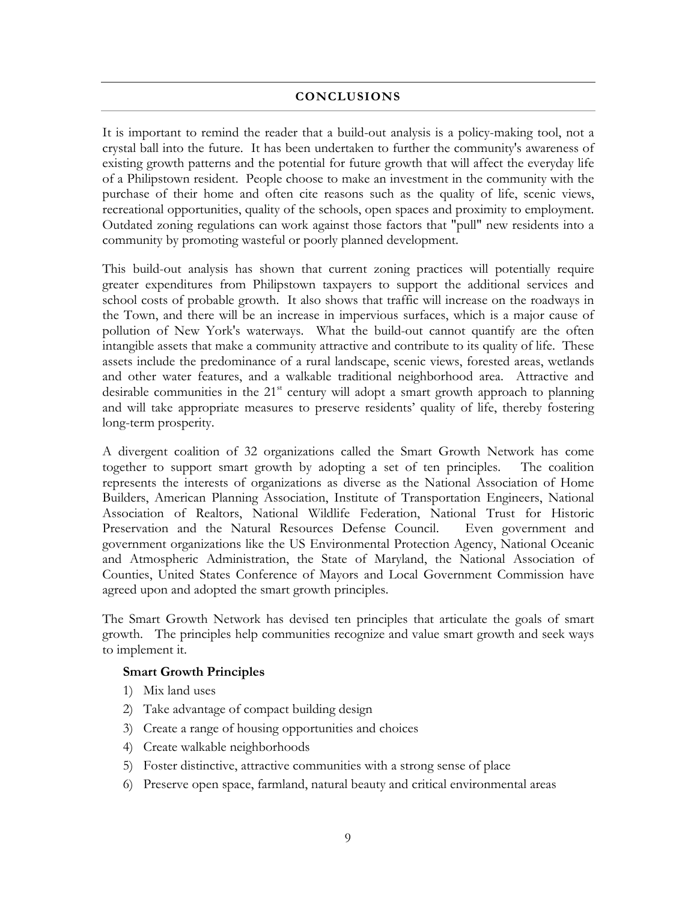## CONCLUSIONS

It is important to remind the reader that a build-out analysis is a policy-making tool, not a crystal ball into the future. It has been undertaken to further the community's awareness of existing growth patterns and the potential for future growth that will affect the everyday life of a Philipstown resident. People choose to make an investment in the community with the purchase of their home and often cite reasons such as the quality of life, scenic views, recreational opportunities, quality of the schools, open spaces and proximity to employment. Outdated zoning regulations can work against those factors that "pull" new residents into a community by promoting wasteful or poorly planned development.

This build-out analysis has shown that current zoning practices will potentially require greater expenditures from Philipstown taxpayers to support the additional services and school costs of probable growth. It also shows that traffic will increase on the roadways in the Town, and there will be an increase in impervious surfaces, which is a major cause of pollution of New York's waterways. What the build-out cannot quantify are the often intangible assets that make a community attractive and contribute to its quality of life. These assets include the predominance of a rural landscape, scenic views, forested areas, wetlands and other water features, and a walkable traditional neighborhood area. Attractive and desirable communities in the 21st century will adopt a smart growth approach to planning and will take appropriate measures to preserve residents' quality of life, thereby fostering long-term prosperity.

A divergent coalition of 32 organizations called the Smart Growth Network has come together to support smart growth by adopting a set of ten principles. The coalition represents the interests of organizations as diverse as the National Association of Home Builders, American Planning Association, Institute of Transportation Engineers, National Association of Realtors, National Wildlife Federation, National Trust for Historic Preservation and the Natural Resources Defense Council. Even government and government organizations like the US Environmental Protection Agency, National Oceanic and Atmospheric Administration, the State of Maryland, the National Association of Counties, United States Conference of Mayors and Local Government Commission have agreed upon and adopted the smart growth principles.

The Smart Growth Network has devised ten principles that articulate the goals of smart growth. The principles help communities recognize and value smart growth and seek ways to implement it.

**Smart Growth Principles**

1) Mix land uses
2) Take advantage of compact building design
3) Create a range of housing opportunities and choices
4) Create walkable neighborhoods
5) Foster distinctive, attractive communities with a strong sense of place
6) Preserve open space, farmland, natural beauty and critical environmental areas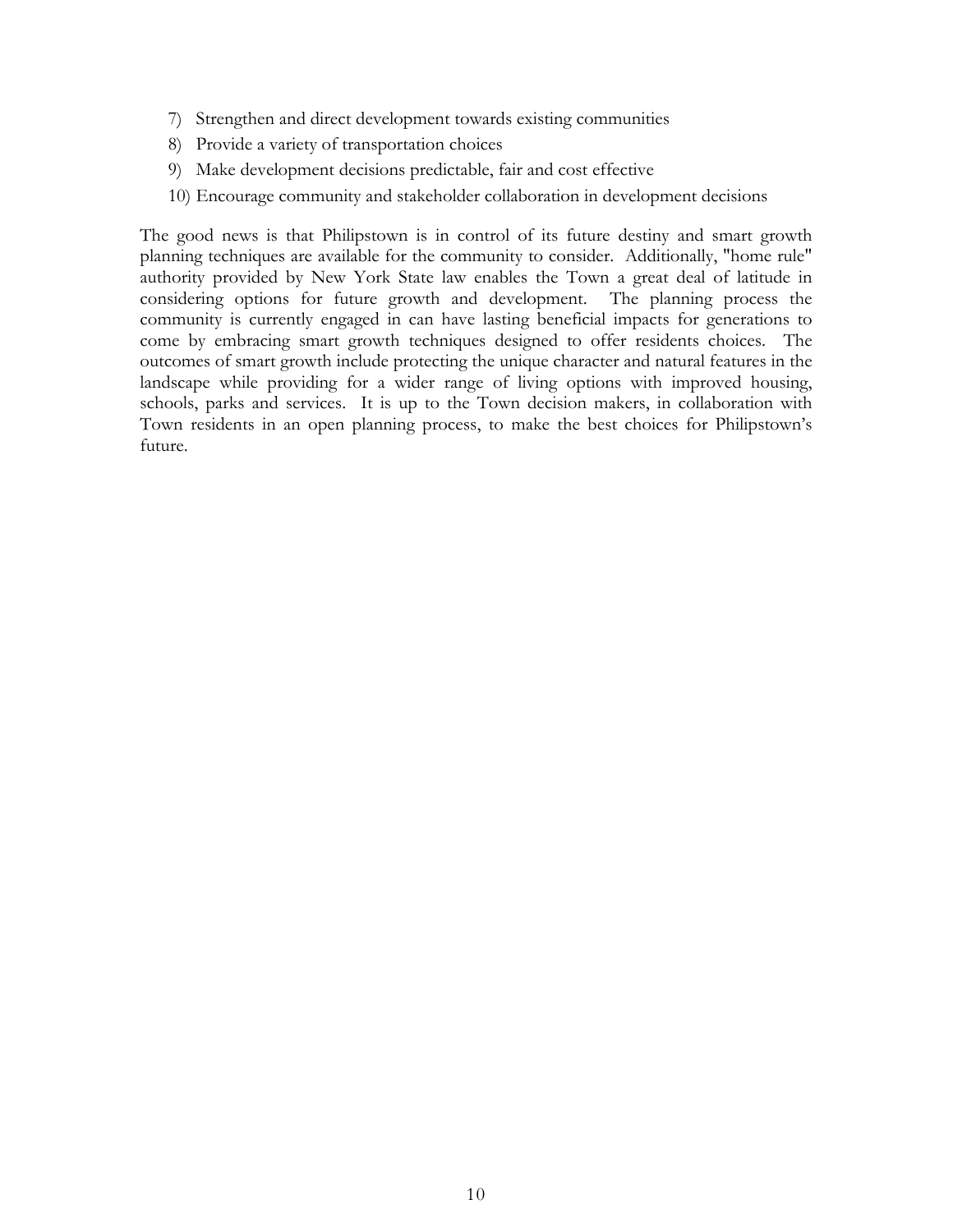7) Strengthen and direct development towards existing communities
8) Provide a variety of transportation choices
9) Make development decisions predictable, fair and cost effective
10) Encourage community and stakeholder collaboration in development decisions

The good news is that Philipstown is in control of its future destiny and smart growth planning techniques are available for the community to consider. Additionally, "home rule" authority provided by New York State law enables the Town a great deal of latitude in considering options for future growth and development. The planning process the community is currently engaged in can have lasting beneficial impacts for generations to come by embracing smart growth techniques designed to offer residents choices. The outcomes of smart growth include protecting the unique character and natural features in the landscape while providing for a wider range of living options with improved housing, schools, parks and services. It is up to the Town decision makers, in collaboration with Town residents in an open planning process, to make the best choices for Philipstown's future.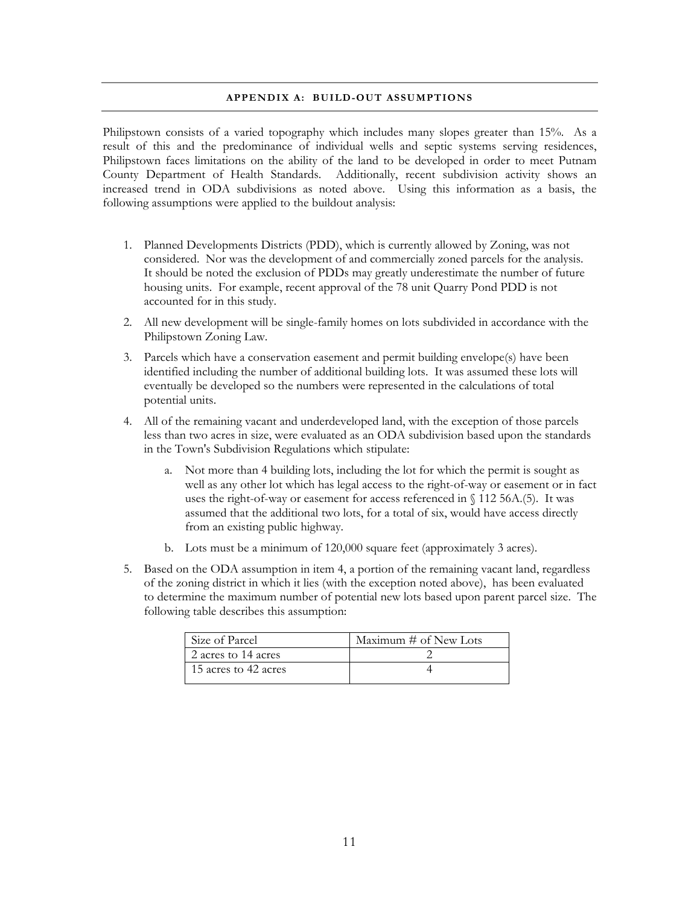## APPENDIX A: BUILD-OUT ASSUMPTIONS

Philipstown consists of a varied topography which includes many slopes greater than 15%. As a result of this and the predominance of individual wells and septic systems serving residences, Philipstown faces limitations on the ability of the land to be developed in order to meet Putnam County Department of Health Standards. Additionally, recent subdivision activity shows an increased trend in ODA subdivisions as noted above. Using this information as a basis, the following assumptions were applied to the buildout analysis:

1. Planned Developments Districts (PDD), which is currently allowed by Zoning, was not considered. Nor was the development of and commercially zoned parcels for the analysis. It should be noted the exclusion of PDDs may greatly underestimate the number of future housing units. For example, recent approval of the 78 unit Quarry Pond PDD is not accounted for in this study.
2. All new development will be single-family homes on lots subdivided in accordance with the Philipstown Zoning Law.
3. Parcels which have a conservation easement and permit building envelope(s) have been identified including the number of additional building lots. It was assumed these lots will eventually be developed so the numbers were represented in the calculations of total potential units.
4. All of the remaining vacant and underdeveloped land, with the exception of those parcels less than two acres in size, were evaluated as an ODA subdivision based upon the standards in the Town's Subdivision Regulations which stipulate:
   a. Not more than 4 building lots, including the lot for which the permit is sought as well as any other lot which has legal access to the right-of-way or easement or in fact uses the right-of-way or easement for access referenced in § 112 56A.(5). It was assumed that the additional two lots, for a total of six, would have access directly from an existing public highway.
   b. Lots must be a minimum of 120,000 square feet (approximately 3 acres).
5. Based on the ODA assumption in item 4, a portion of the remaining vacant land, regardless of the zoning district in which it lies (with the exception noted above), has been evaluated to determine the maximum number of potential new lots based upon parent parcel size. The following table describes this assumption:

| Size of Parcel | Maximum # of New Lots |
|---|---|
| 2 acres to 14 acres | 2 |
| 15 acres to 42 acres | 4 |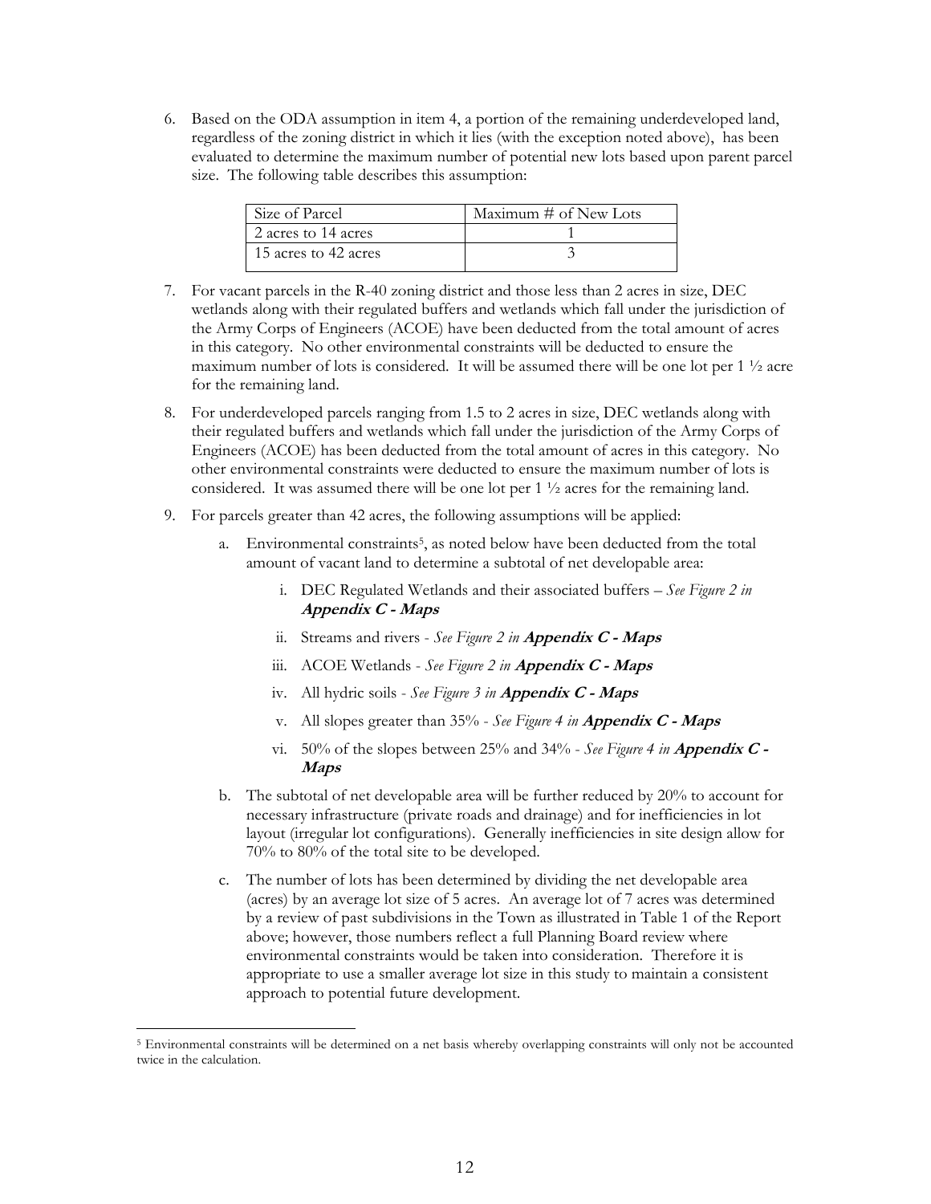6. Based on the ODA assumption in item 4, a portion of the remaining underdeveloped land, regardless of the zoning district in which it lies (with the exception noted above), has been evaluated to determine the maximum number of potential new lots based upon parent parcel size. The following table describes this assumption:

| Size of Parcel | Maximum # of New Lots |
|---|---|
| 2 acres to 14 acres | 1 |
| 15 acres to 42 acres | 3 |

7. For vacant parcels in the R-40 zoning district and those less than 2 acres in size, DEC wetlands along with their regulated buffers and wetlands which fall under the jurisdiction of the Army Corps of Engineers (ACOE) have been deducted from the total amount of acres in this category. No other environmental constraints will be deducted to ensure the maximum number of lots is considered. It will be assumed there will be one lot per 1 ½ acre for the remaining land.

8. For underdeveloped parcels ranging from 1.5 to 2 acres in size, DEC wetlands along with their regulated buffers and wetlands which fall under the jurisdiction of the Army Corps of Engineers (ACOE) has been deducted from the total amount of acres in this category. No other environmental constraints were deducted to ensure the maximum number of lots is considered. It was assumed there will be one lot per 1 ½ acres for the remaining land.

9. For parcels greater than 42 acres, the following assumptions will be applied:

   a. Environmental constraints[5], as noted below have been deducted from the total amount of vacant land to determine a subtotal of net developable area:

      i. DEC Regulated Wetlands and their associated buffers – *See Figure 2 in* ***Appendix C - Maps***

      ii. Streams and rivers - *See Figure 2 in* ***Appendix C - Maps***

      iii. ACOE Wetlands - *See Figure 2 in* ***Appendix C - Maps***

      iv. All hydric soils - *See Figure 3 in* ***Appendix C - Maps***

      v. All slopes greater than 35% - *See Figure 4 in* ***Appendix C - Maps***

      vi. 50% of the slopes between 25% and 34% - *See Figure 4 in* ***Appendix C - Maps***

   b. The subtotal of net developable area will be further reduced by 20% to account for necessary infrastructure (private roads and drainage) and for inefficiencies in lot layout (irregular lot configurations). Generally inefficiencies in site design allow for 70% to 80% of the total site to be developed.

   c. The number of lots has been determined by dividing the net developable area (acres) by an average lot size of 5 acres. An average lot of 7 acres was determined by a review of past subdivisions in the Town as illustrated in Table 1 of the Report above; however, those numbers reflect a full Planning Board review where environmental constraints would be taken into consideration. Therefore it is appropriate to use a smaller average lot size in this study to maintain a consistent approach to potential future development.

---

[5] Environmental constraints will be determined on a net basis whereby overlapping constraints will only not be accounted twice in the calculation.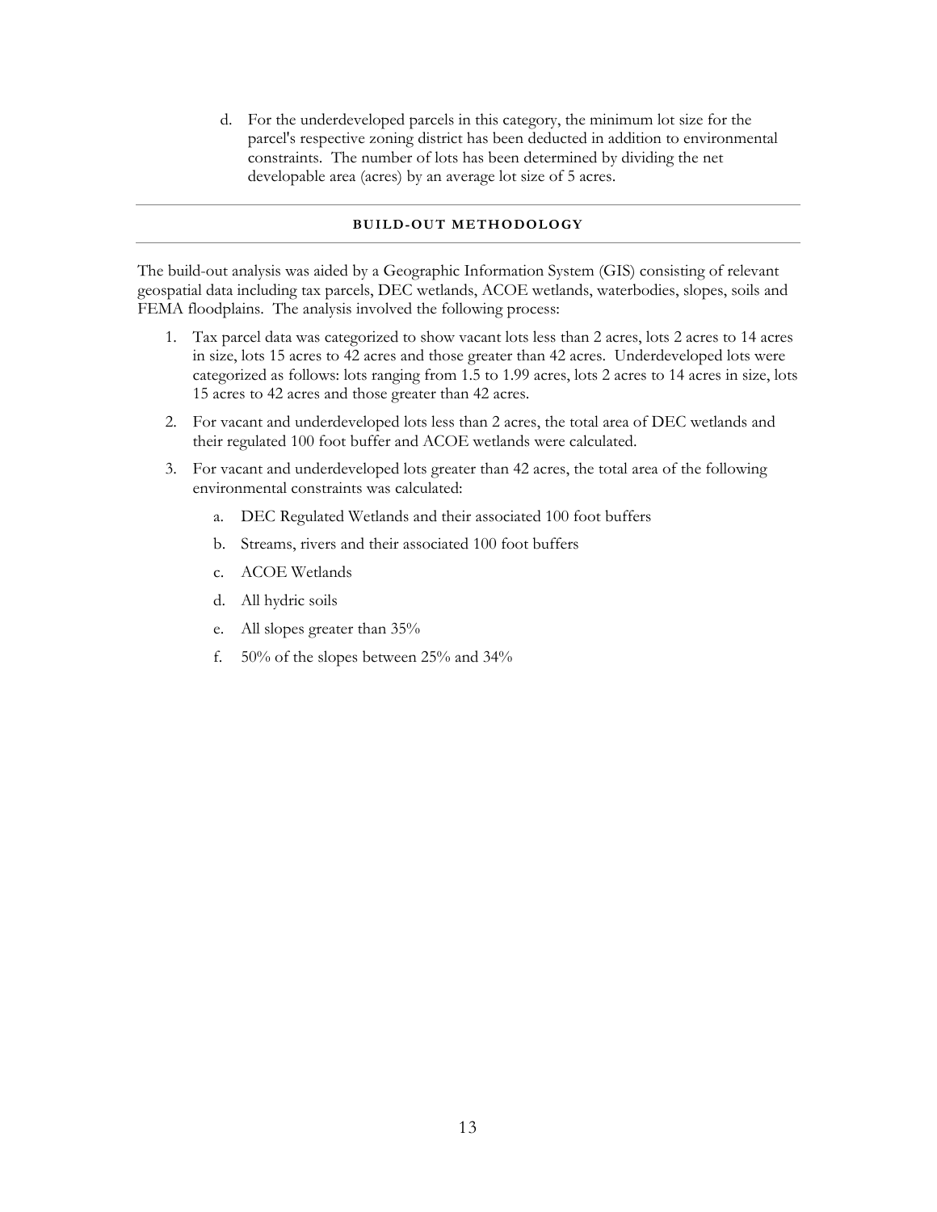d. For the underdeveloped parcels in this category, the minimum lot size for the parcel's respective zoning district has been deducted in addition to environmental constraints. The number of lots has been determined by dividing the net developable area (acres) by an average lot size of 5 acres.

---

## BUILD-OUT METHODOLOGY

---

The build-out analysis was aided by a Geographic Information System (GIS) consisting of relevant geospatial data including tax parcels, DEC wetlands, ACOE wetlands, waterbodies, slopes, soils and FEMA floodplains. The analysis involved the following process:

1. Tax parcel data was categorized to show vacant lots less than 2 acres, lots 2 acres to 14 acres in size, lots 15 acres to 42 acres and those greater than 42 acres. Underdeveloped lots were categorized as follows: lots ranging from 1.5 to 1.99 acres, lots 2 acres to 14 acres in size, lots 15 acres to 42 acres and those greater than 42 acres.
2. For vacant and underdeveloped lots less than 2 acres, the total area of DEC wetlands and their regulated 100 foot buffer and ACOE wetlands were calculated.
3. For vacant and underdeveloped lots greater than 42 acres, the total area of the following environmental constraints was calculated:
    a. DEC Regulated Wetlands and their associated 100 foot buffers
    b. Streams, rivers and their associated 100 foot buffers
    c. ACOE Wetlands
    d. All hydric soils
    e. All slopes greater than 35%
    f. 50% of the slopes between 25% and 34%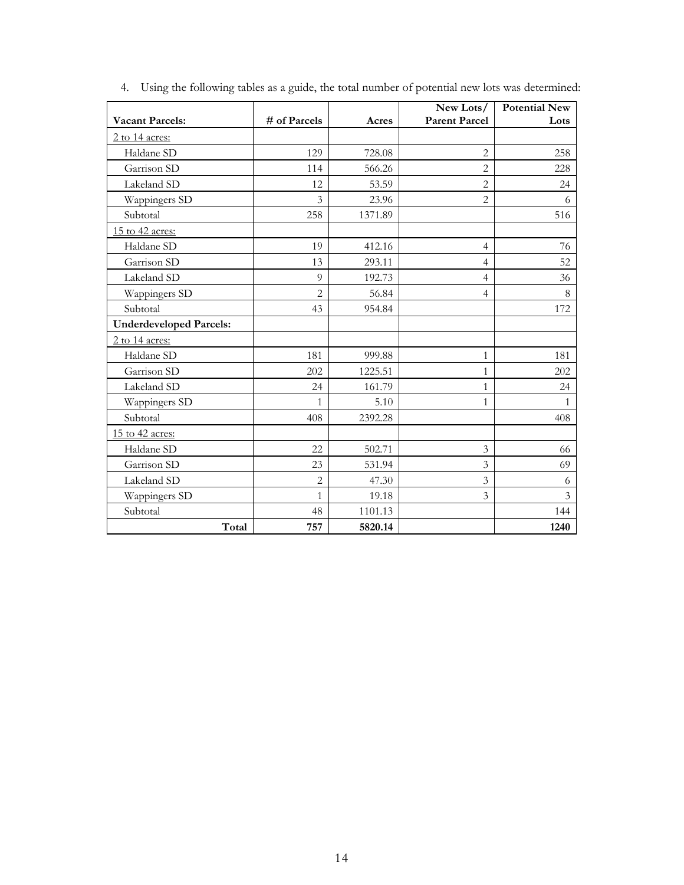4. Using the following tables as a guide, the total number of potential new lots was determined:

| **Vacant Parcels:** | **# of Parcels** | **Acres** | **New Lots/ Parent Parcel** | **Potential New Lots** |
|---|---|---|---|---|
| 2 to 14 acres: | | | | |
| Haldane SD | 129 | 728.08 | 2 | 258 |
| Garrison SD | 114 | 566.26 | 2 | 228 |
| Lakeland SD | 12 | 53.59 | 2 | 24 |
| Wappingers SD | 3 | 23.96 | 2 | 6 |
| Subtotal | 258 | 1371.89 | | 516 |
| 15 to 42 acres: | | | | |
| Haldane SD | 19 | 412.16 | 4 | 76 |
| Garrison SD | 13 | 293.11 | 4 | 52 |
| Lakeland SD | 9 | 192.73 | 4 | 36 |
| Wappingers SD | 2 | 56.84 | 4 | 8 |
| Subtotal | 43 | 954.84 | | 172 |
| **Underdeveloped Parcels:** | | | | |
| 2 to 14 acres: | | | | |
| Haldane SD | 181 | 999.88 | 1 | 181 |
| Garrison SD | 202 | 1225.51 | 1 | 202 |
| Lakeland SD | 24 | 161.79 | 1 | 24 |
| Wappingers SD | 1 | 5.10 | 1 | 1 |
| Subtotal | 408 | 2392.28 | | 408 |
| 15 to 42 acres: | | | | |
| Haldane SD | 22 | 502.71 | 3 | 66 |
| Garrison SD | 23 | 531.94 | 3 | 69 |
| Lakeland SD | 2 | 47.30 | 3 | 6 |
| Wappingers SD | 1 | 19.18 | 3 | 3 |
| Subtotal | 48 | 1101.13 | | 144 |
| **Total** | **757** | **5820.14** | | **1240** |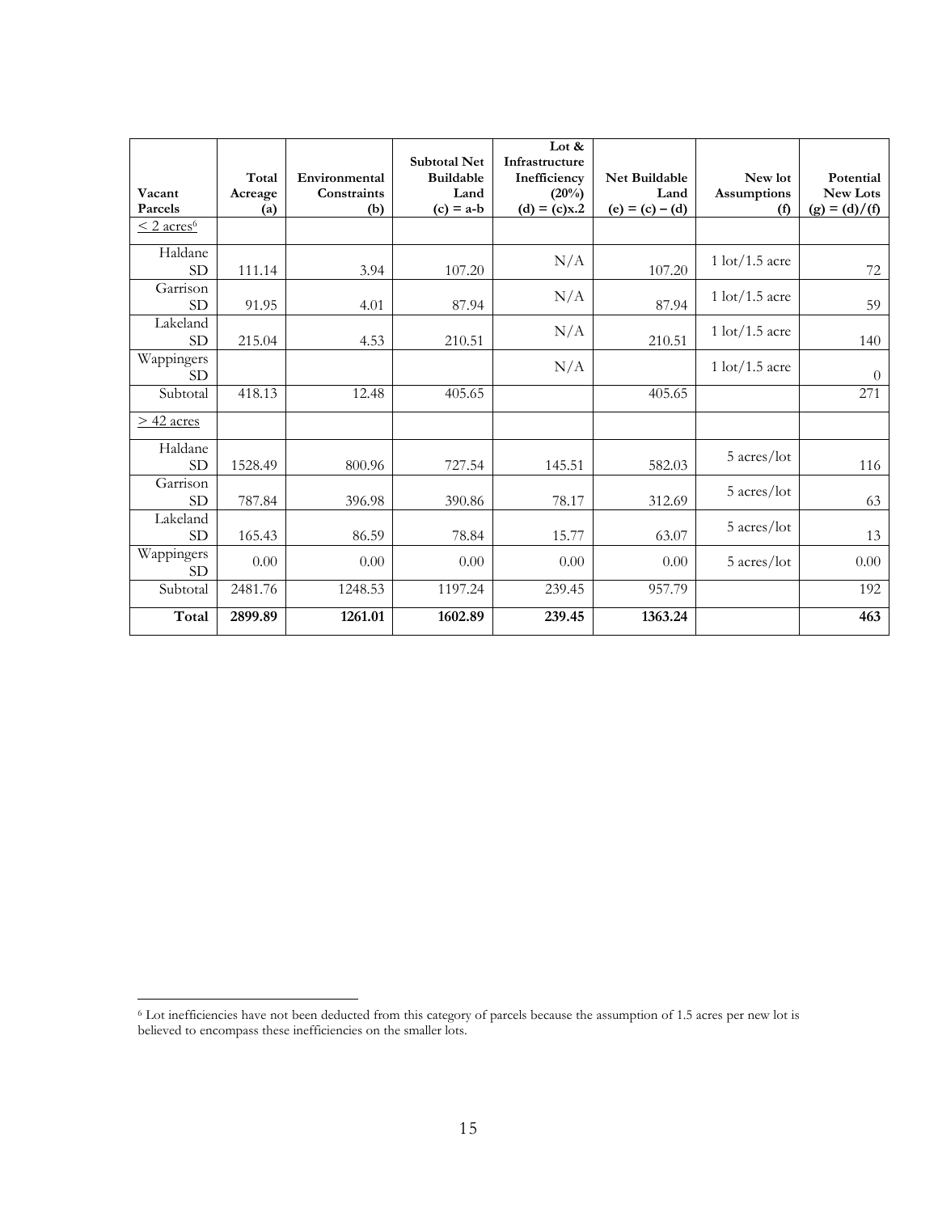| Vacant Parcels | Total Acreage (a) | Environmental Constraints (b) | Subtotal Net Buildable Land (c) = a-b | Lot & Infrastructure Inefficiency (20%) (d) = (c)x.2 | Net Buildable Land (e) = (c) – (d) | New lot Assumptions (f) | Potential New Lots (g) = (d)/(f) |
|---|---|---|---|---|---|---|---|
| ≤ 2 acres[6] | | | | | | | |
| Haldane SD | 111.14 | 3.94 | 107.20 | N/A | 107.20 | 1 lot/1.5 acre | 72 |
| Garrison SD | 91.95 | 4.01 | 87.94 | N/A | 87.94 | 1 lot/1.5 acre | 59 |
| Lakeland SD | 215.04 | 4.53 | 210.51 | N/A | 210.51 | 1 lot/1.5 acre | 140 |
| Wappingers SD | | | | N/A | | 1 lot/1.5 acre | 0 |
| Subtotal | 418.13 | 12.48 | 405.65 | | 405.65 | | 271 |
| ≥ 42 acres | | | | | | | |
| Haldane SD | 1528.49 | 800.96 | 727.54 | 145.51 | 582.03 | 5 acres/lot | 116 |
| Garrison SD | 787.84 | 396.98 | 390.86 | 78.17 | 312.69 | 5 acres/lot | 63 |
| Lakeland SD | 165.43 | 86.59 | 78.84 | 15.77 | 63.07 | 5 acres/lot | 13 |
| Wappingers SD | 0.00 | 0.00 | 0.00 | 0.00 | 0.00 | 5 acres/lot | 0.00 |
| Subtotal | 2481.76 | 1248.53 | 1197.24 | 239.45 | 957.79 | | 192 |
| **Total** | **2899.89** | **1261.01** | **1602.89** | **239.45** | **1363.24** | | **463** |

[6] Lot inefficiencies have not been deducted from this category of parcels because the assumption of 1.5 acres per new lot is believed to encompass these inefficiencies on the smaller lots.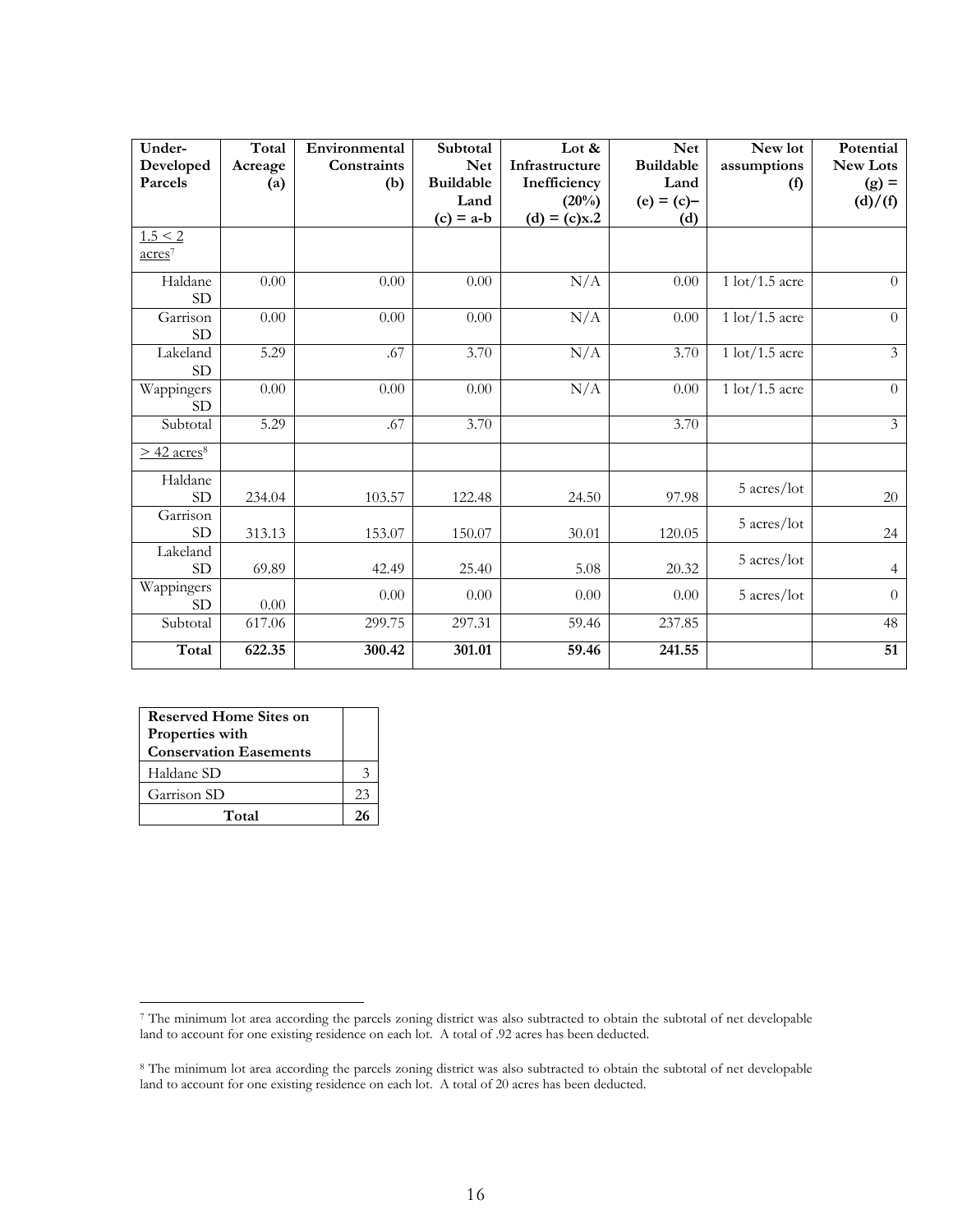| Under-Developed Parcels | Total Acreage (a) | Environmental Constraints (b) | Subtotal Net Buildable Land (c) = a-b | Lot & Infrastructure Inefficiency (20%) (d) = (c)x.2 | Net Buildable Land (e) = (c)– (d) | New lot assumptions (f) | Potential New Lots (g) = (d)/(f) |
|---|---|---|---|---|---|---|---|
| 1.5 < 2 acres[7] | | | | | | | |
| Haldane SD | 0.00 | 0.00 | 0.00 | N/A | 0.00 | 1 lot/1.5 acre | 0 |
| Garrison SD | 0.00 | 0.00 | 0.00 | N/A | 0.00 | 1 lot/1.5 acre | 0 |
| Lakeland SD | 5.29 | .67 | 3.70 | N/A | 3.70 | 1 lot/1.5 acre | 3 |
| Wappingers SD | 0.00 | 0.00 | 0.00 | N/A | 0.00 | 1 lot/1.5 acre | 0 |
| Subtotal | 5.29 | .67 | 3.70 | | 3.70 | | 3 |
| ≥ 42 acres[8] | | | | | | | |
| Haldane SD | 234.04 | 103.57 | 122.48 | 24.50 | 97.98 | 5 acres/lot | 20 |
| Garrison SD | 313.13 | 153.07 | 150.07 | 30.01 | 120.05 | 5 acres/lot | 24 |
| Lakeland SD | 69.89 | 42.49 | 25.40 | 5.08 | 20.32 | 5 acres/lot | 4 |
| Wappingers SD | 0.00 | 0.00 | 0.00 | 0.00 | 0.00 | 5 acres/lot | 0 |
| Subtotal | 617.06 | 299.75 | 297.31 | 59.46 | 237.85 | | 48 |
| **Total** | **622.35** | **300.42** | **301.01** | **59.46** | **241.55** | | **51** |

| Reserved Home Sites on Properties with Conservation Easements | |
|---|---|
| Haldane SD | 3 |
| Garrison SD | 23 |
| **Total** | **26** |

[7] The minimum lot area according the parcels zoning district was also subtracted to obtain the subtotal of net developable land to account for one existing residence on each lot. A total of .92 acres has been deducted.

[8] The minimum lot area according the parcels zoning district was also subtracted to obtain the subtotal of net developable land to account for one existing residence on each lot. A total of 20 acres has been deducted.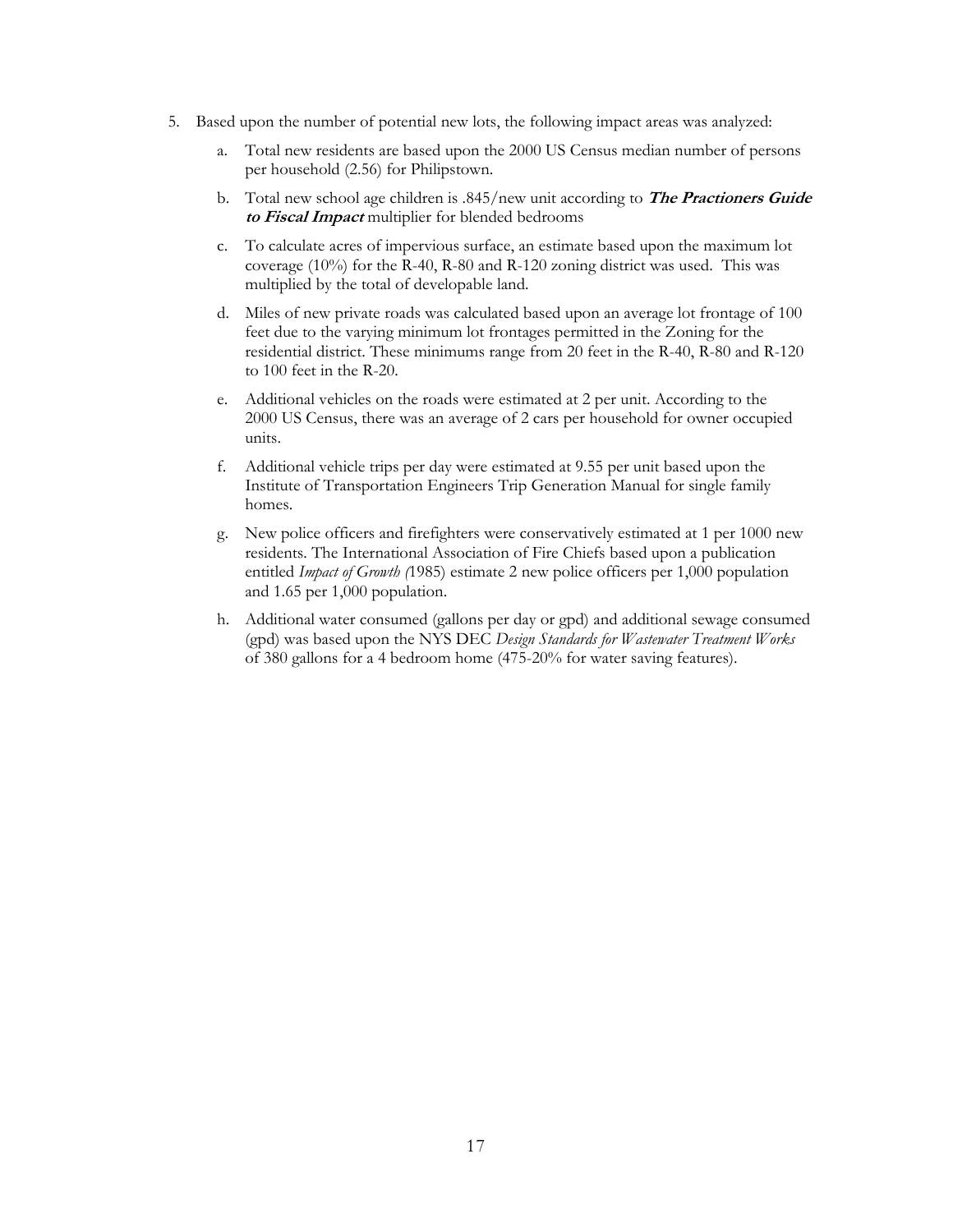5. Based upon the number of potential new lots, the following impact areas was analyzed:

    a. Total new residents are based upon the 2000 US Census median number of persons per household (2.56) for Philipstown.

    b. Total new school age children is .845/new unit according to ***The Practioners Guide to Fiscal Impact*** multiplier for blended bedrooms

    c. To calculate acres of impervious surface, an estimate based upon the maximum lot coverage (10%) for the R-40, R-80 and R-120 zoning district was used. This was multiplied by the total of developable land.

    d. Miles of new private roads was calculated based upon an average lot frontage of 100 feet due to the varying minimum lot frontages permitted in the Zoning for the residential district. These minimums range from 20 feet in the R-40, R-80 and R-120 to 100 feet in the R-20.

    e. Additional vehicles on the roads were estimated at 2 per unit. According to the 2000 US Census, there was an average of 2 cars per household for owner occupied units.

    f. Additional vehicle trips per day were estimated at 9.55 per unit based upon the Institute of Transportation Engineers Trip Generation Manual for single family homes.

    g. New police officers and firefighters were conservatively estimated at 1 per 1000 new residents. The International Association of Fire Chiefs based upon a publication entitled *Impact of Growth (*1985) estimate 2 new police officers per 1,000 population and 1.65 per 1,000 population.

    h. Additional water consumed (gallons per day or gpd) and additional sewage consumed (gpd) was based upon the NYS DEC *Design Standards for Wastewater Treatment Works* of 380 gallons for a 4 bedroom home (475-20% for water saving features).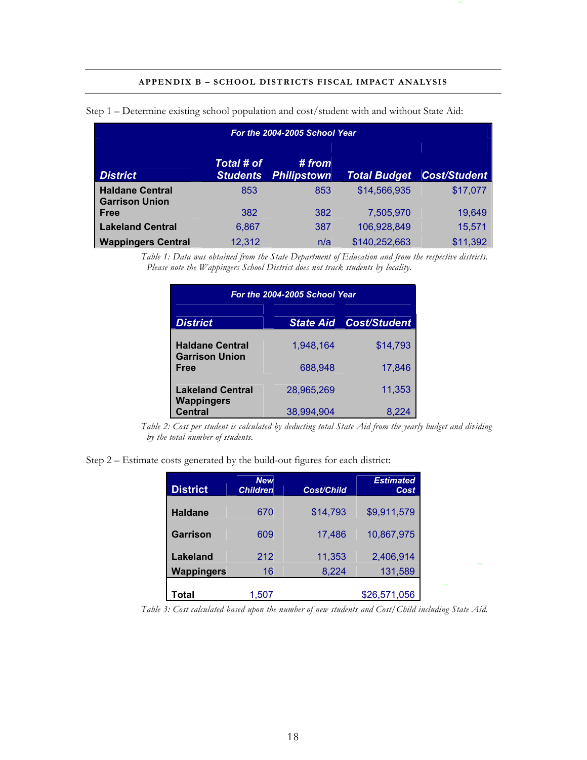## APPENDIX B – SCHOOL DISTRICTS FISCAL IMPACT ANALYSIS

Step 1 – Determine existing school population and cost/student with and without State Aid:

| For the 2004-2005 School Year | | | | |
|---|---|---|---|---|
| ***District*** | ***Total # of Students*** | ***# from Philipstown*** | ***Total Budget*** | ***Cost/Student*** |
| **Haldane Central** | 853 | 853 | $14,566,935 | $17,077 |
| **Garrison Union Free** | 382 | 382 | 7,505,970 | 19,649 |
| **Lakeland Central** | 6,867 | 387 | 106,928,849 | 15,571 |
| **Wappingers Central** | 12,312 | n/a | $140,252,663 | $11,392 |

*Table 1: Data was obtained from the State Department of Education and from the respective districts. Please note the Wappingers School District does not track students by locality.*

| For the 2004-2005 School Year | | |
|---|---|---|
| ***District*** | ***State Aid*** | ***Cost/Student*** |
| **Haldane Central** | 1,948,164 | $14,793 |
| **Garrison Union Free** | 688,948 | 17,846 |
| **Lakeland Central** | 28,965,269 | 11,353 |
| **Wappingers Central** | 38,994,904 | 8,224 |

*Table 2: Cost per student is calculated by deducting total State Aid from the yearly budget and dividing by the total number of students.*

Step 2 – Estimate costs generated by the build-out figures for each district:

| **District** | ***New Children*** | ***Cost/Child*** | ***Estimated Cost*** |
|---|---|---|---|
| **Haldane** | 670 | $14,793 | $9,911,579 |
| **Garrison** | 609 | 17,486 | 10,867,975 |
| **Lakeland** | 212 | 11,353 | 2,406,914 |
| **Wappingers** | 16 | 8,224 | 131,589 |
| **Total** | 1,507 | | $26,571,056 |

*Table 3: Cost calculated based upon the number of new students and Cost/Child including State Aid.*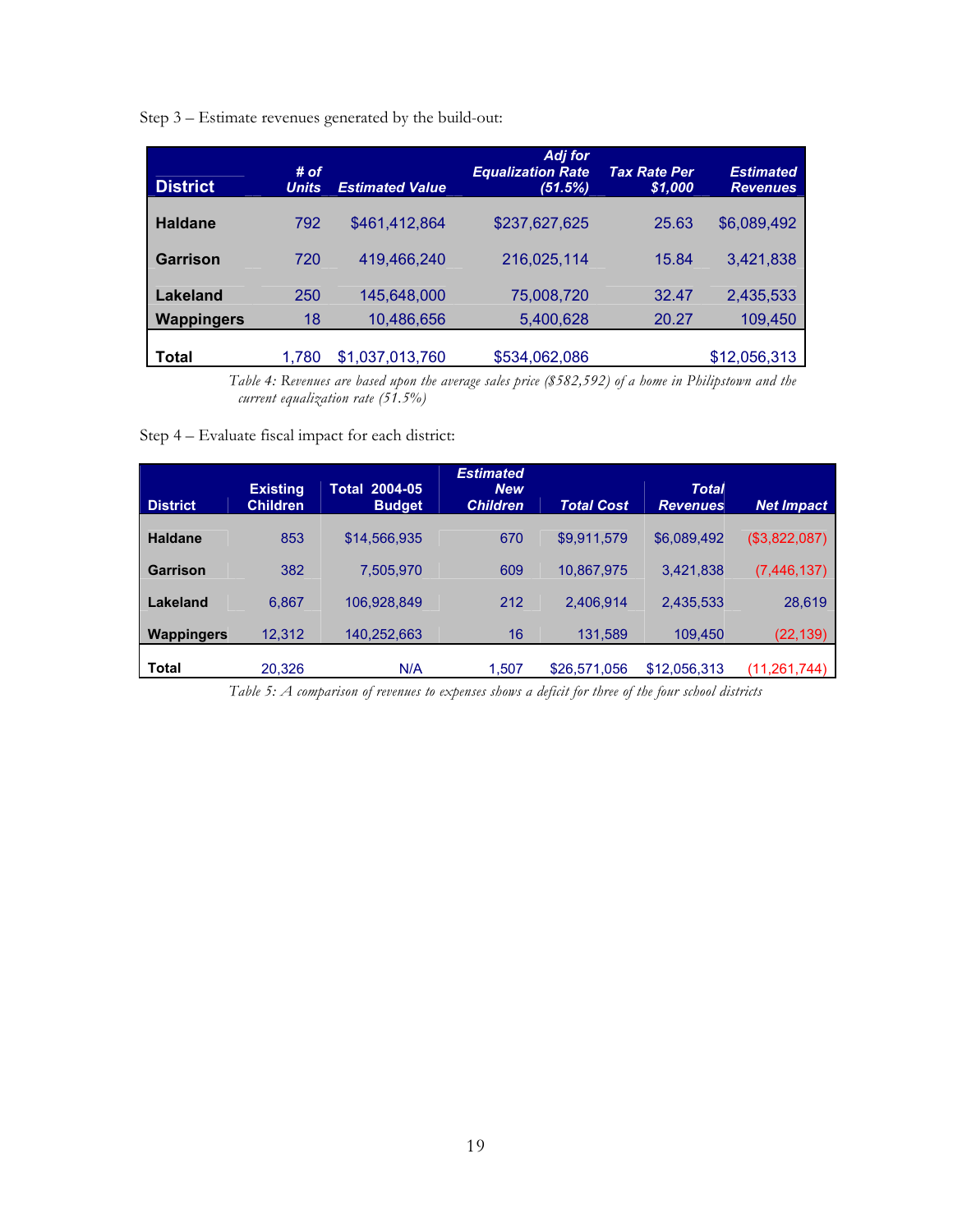Step 3 – Estimate revenues generated by the build-out:

| District | # of Units | Estimated Value | Adj for Equalization Rate (51.5%) | Tax Rate Per $1,000 | Estimated Revenues |
|---|---|---|---|---|---|
| Haldane | 792 | $461,412,864 | $237,627,625 | 25.63 | $6,089,492 |
| Garrison | 720 | 419,466,240 | 216,025,114 | 15.84 | 3,421,838 |
| Lakeland | 250 | 145,648,000 | 75,008,720 | 32.47 | 2,435,533 |
| Wappingers | 18 | 10,486,656 | 5,400,628 | 20.27 | 109,450 |
| Total | 1,780 | $1,037,013,760 | $534,062,086 | | $12,056,313 |

*Table 4: Revenues are based upon the average sales price ($582,592) of a home in Philipstown and the current equalization rate (51.5%)*

Step 4 – Evaluate fiscal impact for each district:

| District | Existing Children | Total 2004-05 Budget | Estimated New Children | Total Cost | Total Revenues | Net Impact |
|---|---|---|---|---|---|---|
| Haldane | 853 | $14,566,935 | 670 | $9,911,579 | $6,089,492 | ($3,822,087) |
| Garrison | 382 | 7,505,970 | 609 | 10,867,975 | 3,421,838 | (7,446,137) |
| Lakeland | 6,867 | 106,928,849 | 212 | 2,406,914 | 2,435,533 | 28,619 |
| Wappingers | 12,312 | 140,252,663 | 16 | 131,589 | 109,450 | (22,139) |
| Total | 20,326 | N/A | 1,507 | $26,571,056 | $12,056,313 | (11,261,744) |

*Table 5: A comparison of revenues to expenses shows a deficit for three of the four school districts*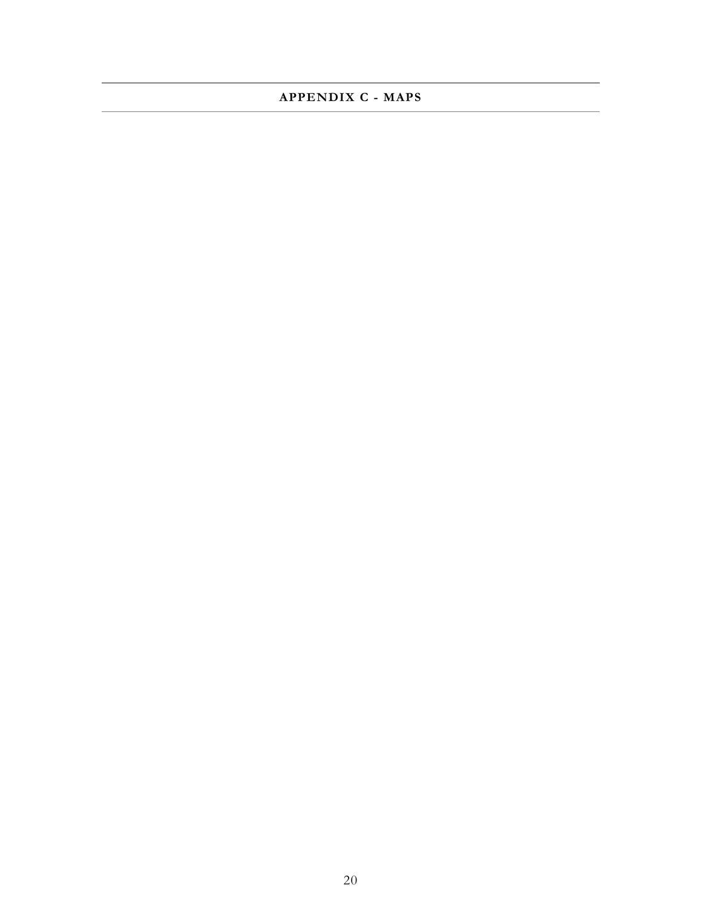## APPENDIX C - MAPS